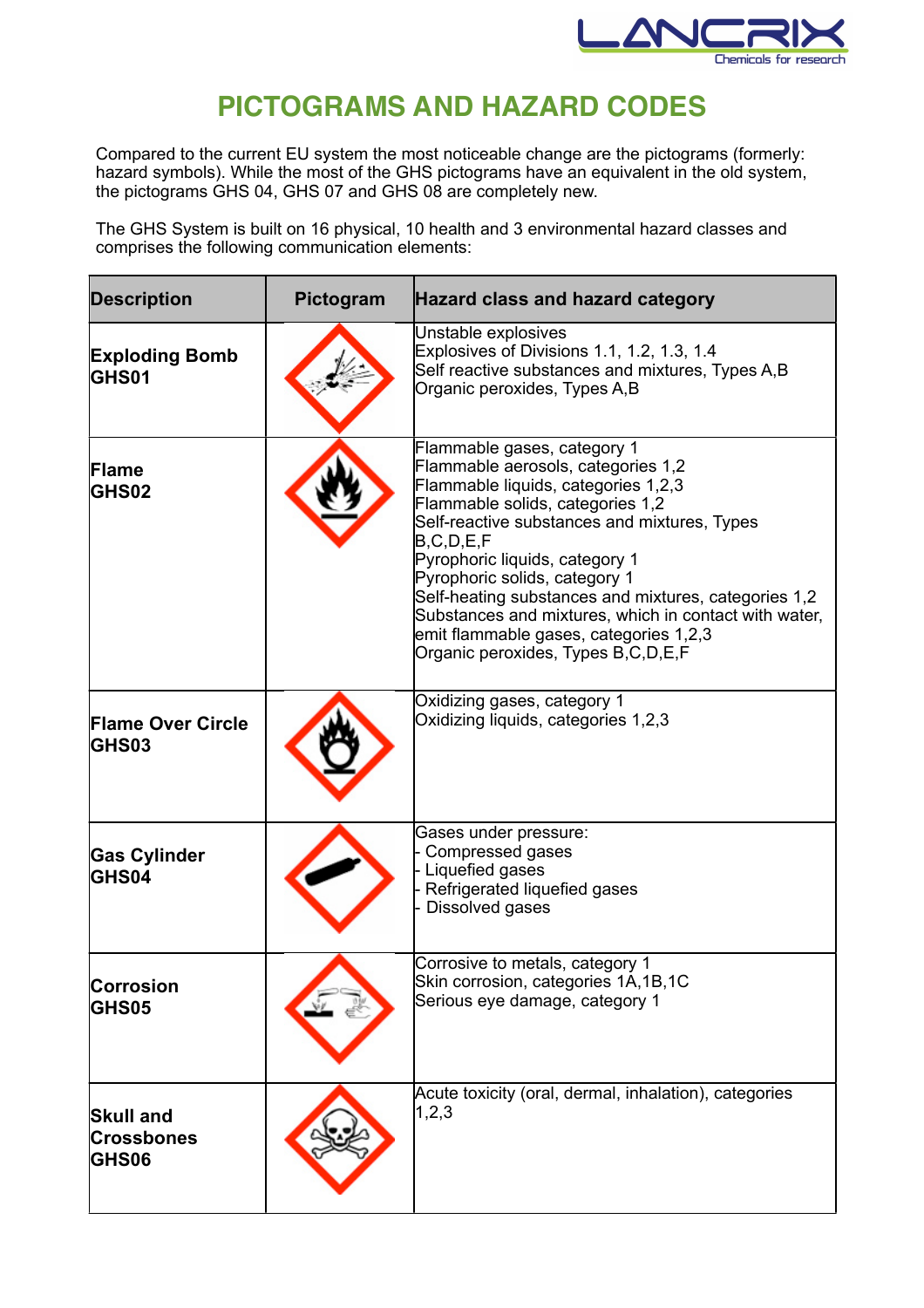# PICTOGRAMS AND HAZARD CODES

Compared to the current EU system the most noticeable change are the pictograms (formerly: hazard symbols). While the most of the GHS pictograms have an equivalent in the old system, the pictograms GHS 04, GHS 07 and GHS 08 are completely new.

The GHS System is built on 16 physical, 10 health and 3 environmental hazard classes and comprises the following communication elements:

| Description | Pictogram | Hazard class and hazard category |
|---|---|---|
| **Exploding Bomb GHS01** | | Unstable explosives<br>Explosives of Divisions 1.1, 1.2, 1.3, 1.4<br>Self reactive substances and mixtures, Types A,B<br>Organic peroxides, Types A,B |
| **Flame GHS02** | | Flammable gases, category 1<br>Flammable aerosols, categories 1,2<br>Flammable liquids, categories 1,2,3<br>Flammable solids, categories 1,2<br>Self-reactive substances and mixtures, Types B,C,D,E,F<br>Pyrophoric liquids, category 1<br>Pyrophoric solids, category 1<br>Self-heating substances and mixtures, categories 1,2<br>Substances and mixtures, which in contact with water, emit flammable gases, categories 1,2,3<br>Organic peroxides, Types B,C,D,E,F |
| **Flame Over Circle GHS03** | | Oxidizing gases, category 1<br>Oxidizing liquids, categories 1,2,3 |
| **Gas Cylinder GHS04** | | Gases under pressure:<br>- Compressed gases<br>- Liquefied gases<br>- Refrigerated liquefied gases<br>- Dissolved gases |
| **Corrosion GHS05** | | Corrosive to metals, category 1<br>Skin corrosion, categories 1A,1B,1C<br>Serious eye damage, category 1 |
| **Skull and Crossbones GHS06** | | Acute toxicity (oral, dermal, inhalation), categories 1,2,3 |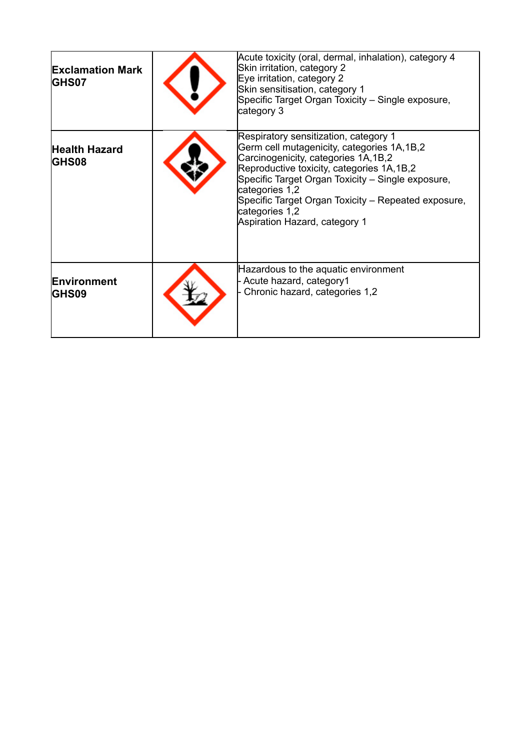| | | |
|---|---|---|
| **Exclamation Mark GHS07** | | Acute toxicity (oral, dermal, inhalation), category 4<br>Skin irritation, category 2<br>Eye irritation, category 2<br>Skin sensitisation, category 1<br>Specific Target Organ Toxicity – Single exposure, category 3 |
| **Health Hazard GHS08** | | Respiratory sensitization, category 1<br>Germ cell mutagenicity, categories 1A,1B,2<br>Carcinogenicity, categories 1A,1B,2<br>Reproductive toxicity, categories 1A,1B,2<br>Specific Target Organ Toxicity – Single exposure, categories 1,2<br>Specific Target Organ Toxicity – Repeated exposure, categories 1,2<br>Aspiration Hazard, category 1 |
| **Environment GHS09** | | Hazardous to the aquatic environment<br>- Acute hazard, category1<br>- Chronic hazard, categories 1,2 |